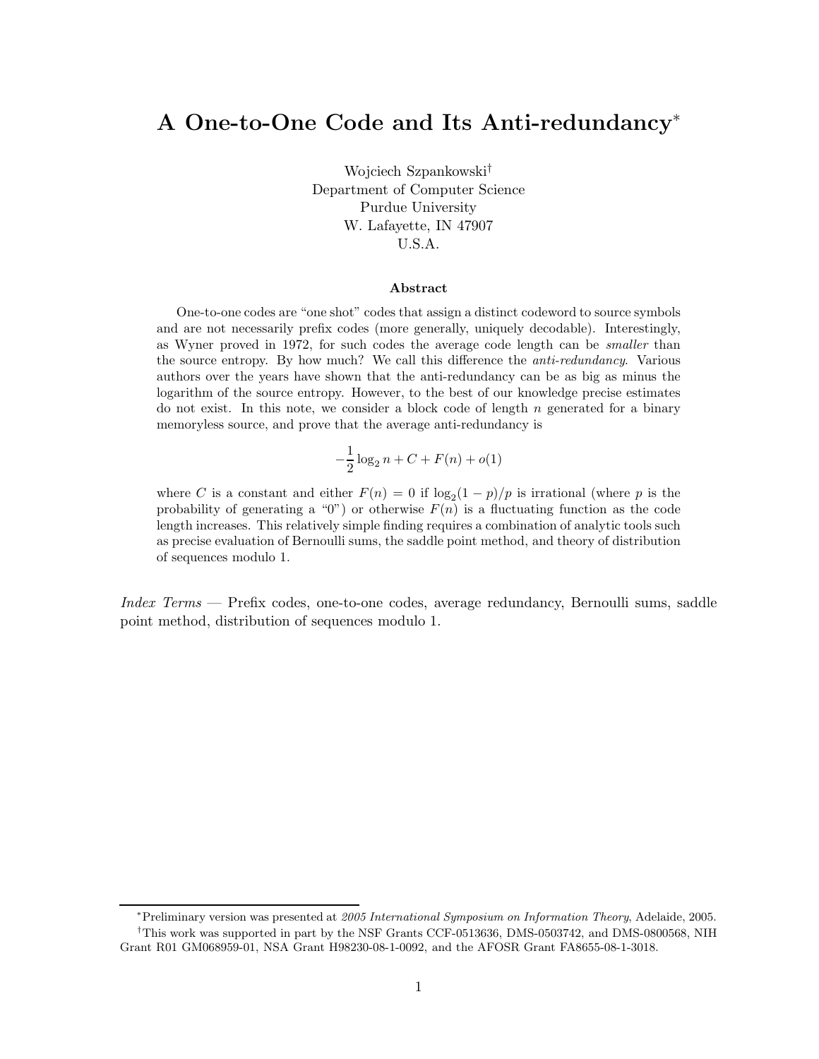# A One-to-One Code and Its Anti-redundancy[*]

Wojciech Szpankowski[†]
Department of Computer Science
Purdue University
W. Lafayette, IN 47907
U.S.A.

### Abstract

One-to-one codes are "one shot" codes that assign a distinct codeword to source symbols and are not necessarily prefix codes (more generally, uniquely decodable). Interestingly, as Wyner proved in 1972, for such codes the average code length can be *smaller* than the source entropy. By how much? We call this difference the *anti-redundancy*. Various authors over the years have shown that the anti-redundancy can be as big as minus the logarithm of the source entropy. However, to the best of our knowledge precise estimates do not exist. In this note, we consider a block code of length $n$ generated for a binary memoryless source, and prove that the average anti-redundancy is

$$-\frac{1}{2}\log_2 n + C + F(n) + o(1)$$

where $C$ is a constant and either $F(n) = 0$ if $\log_2(1-p)/p$ is irrational (where $p$ is the probability of generating a "0") or otherwise $F(n)$ is a fluctuating function as the code length increases. This relatively simple finding requires a combination of analytic tools such as precise evaluation of Bernoulli sums, the saddle point method, and theory of distribution of sequences modulo 1.

*Index Terms* — Prefix codes, one-to-one codes, average redundancy, Bernoulli sums, saddle point method, distribution of sequences modulo 1.

---

[*]Preliminary version was presented at *2005 International Symposium on Information Theory*, Adelaide, 2005.

[†]This work was supported in part by the NSF Grants CCF-0513636, DMS-0503742, and DMS-0800568, NIH Grant R01 GM068959-01, NSA Grant H98230-08-1-0092, and the AFOSR Grant FA8655-08-1-3018.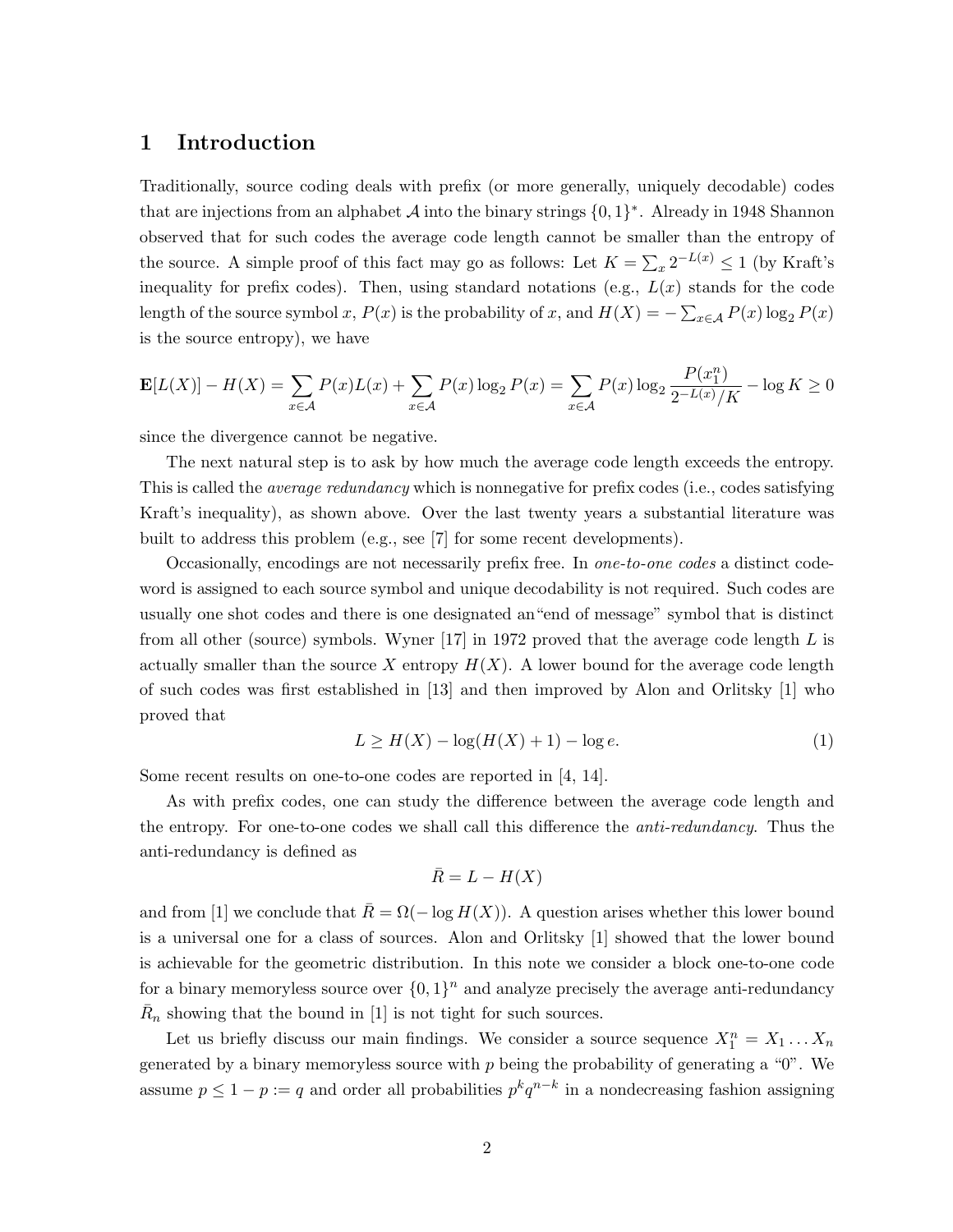## 1 Introduction

Traditionally, source coding deals with prefix (or more generally, uniquely decodable) codes that are injections from an alphabet $\mathcal{A}$ into the binary strings $\{0,1\}^*$. Already in 1948 Shannon observed that for such codes the average code length cannot be smaller than the entropy of the source. A simple proof of this fact may go as follows: Let $K = \sum_x 2^{-L(x)} \le 1$ (by Kraft's inequality for prefix codes). Then, using standard notations (e.g., $L(x)$ stands for the code length of the source symbol $x$, $P(x)$ is the probability of $x$, and $H(X) = -\sum_{x\in\mathcal{A}} P(x)\log_2 P(x)$ is the source entropy), we have

$$\mathbf{E}[L(X)] - H(X) = \sum_{x\in\mathcal{A}} P(x)L(x) + \sum_{x\in\mathcal{A}} P(x)\log_2 P(x) = \sum_{x\in\mathcal{A}} P(x)\log_2 \frac{P(x_1^n)}{2^{-L(x)}/K} - \log K \ge 0$$

since the divergence cannot be negative.

The next natural step is to ask by how much the average code length exceeds the entropy. This is called the *average redundancy* which is nonnegative for prefix codes (i.e., codes satisfying Kraft's inequality), as shown above. Over the last twenty years a substantial literature was built to address this problem (e.g., see [7] for some recent developments).

Occasionally, encodings are not necessarily prefix free. In *one-to-one codes* a distinct codeword is assigned to each source symbol and unique decodability is not required. Such codes are usually one shot codes and there is one designated an"end of message" symbol that is distinct from all other (source) symbols. Wyner [17] in 1972 proved that the average code length $L$ is actually smaller than the source $X$ entropy $H(X)$. A lower bound for the average code length of such codes was first established in [13] and then improved by Alon and Orlitsky [1] who proved that

$$L \ge H(X) - \log(H(X)+1) - \log e. \tag{1}$$

Some recent results on one-to-one codes are reported in [4, 14].

As with prefix codes, one can study the difference between the average code length and the entropy. For one-to-one codes we shall call this difference the *anti-redundancy*. Thus the anti-redundancy is defined as

$$\bar{R} = L - H(X)$$

and from [1] we conclude that $\bar{R} = \Omega(-\log H(X))$. A question arises whether this lower bound is a universal one for a class of sources. Alon and Orlitsky [1] showed that the lower bound is achievable for the geometric distribution. In this note we consider a block one-to-one code for a binary memoryless source over $\{0,1\}^n$ and analyze precisely the average anti-redundancy $\bar{R}_n$ showing that the bound in [1] is not tight for such sources.

Let us briefly discuss our main findings. We consider a source sequence $X_1^n = X_1 \dots X_n$ generated by a binary memoryless source with $p$ being the probability of generating a "0". We assume $p \le 1-p := q$ and order all probabilities $p^k q^{n-k}$ in a nondecreasing fashion assigning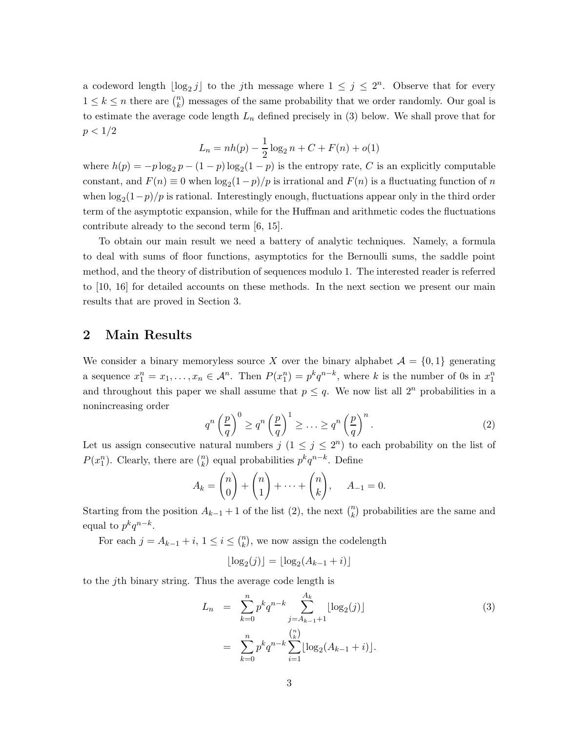a codeword length $\lfloor \log_2 j \rfloor$ to the $j$th message where $1 \leq j \leq 2^n$. Observe that for every $1 \leq k \leq n$ there are $\binom{n}{k}$ messages of the same probability that we order randomly. Our goal is to estimate the average code length $L_n$ defined precisely in (3) below. We shall prove that for $p < 1/2$

$$L_n = nh(p) - \frac{1}{2}\log_2 n + C + F(n) + o(1)$$

where $h(p) = -p\log_2 p - (1-p)\log_2(1-p)$ is the entropy rate, $C$ is an explicitly computable constant, and $F(n) \equiv 0$ when $\log_2(1-p)/p$ is irrational and $F(n)$ is a fluctuating function of $n$ when $\log_2(1-p)/p$ is rational. Interestingly enough, fluctuations appear only in the third order term of the asymptotic expansion, while for the Huffman and arithmetic codes the fluctuations contribute already to the second term [6, 15].

To obtain our main result we need a battery of analytic techniques. Namely, a formula to deal with sums of floor functions, asymptotics for the Bernoulli sums, the saddle point method, and the theory of distribution of sequences modulo 1. The interested reader is referred to [10, 16] for detailed accounts on these methods. In the next section we present our main results that are proved in Section 3.

## 2 Main Results

We consider a binary memoryless source $X$ over the binary alphabet $\mathcal{A} = \{0, 1\}$ generating a sequence $x_1^n = x_1, \ldots, x_n \in \mathcal{A}^n$. Then $P(x_1^n) = p^k q^{n-k}$, where $k$ is the number of 0s in $x_1^n$ and throughout this paper we shall assume that $p \leq q$. We now list all $2^n$ probabilities in a nonincreasing order

$$q^n \left(\frac{p}{q}\right)^0 \geq q^n \left(\frac{p}{q}\right)^1 \geq \ldots \geq q^n \left(\frac{p}{q}\right)^n. \tag{2}$$

Let us assign consecutive natural numbers $j$ ($1 \leq j \leq 2^n$) to each probability on the list of $P(x_1^n)$. Clearly, there are $\binom{n}{k}$ equal probabilities $p^k q^{n-k}$. Define

$$A_k = \binom{n}{0} + \binom{n}{1} + \cdots + \binom{n}{k}, \qquad A_{-1} = 0.$$

Starting from the position $A_{k-1} + 1$ of the list (2), the next $\binom{n}{k}$ probabilities are the same and equal to $p^k q^{n-k}$.

For each $j = A_{k-1} + i$, $1 \leq i \leq \binom{n}{k}$, we now assign the codelength

$$\lfloor \log_2(j) \rfloor = \lfloor \log_2(A_{k-1} + i) \rfloor$$

to the $j$th binary string. Thus the average code length is

$$\begin{aligned} L_n &= \sum_{k=0}^{n} p^k q^{n-k} \sum_{j=A_{k-1}+1}^{A_k} \lfloor \log_2(j) \rfloor \\ &= \sum_{k=0}^{n} p^k q^{n-k} \sum_{i=1}^{\binom{n}{k}} \lfloor \log_2(A_{k-1} + i) \rfloor. \end{aligned} \tag{3}$$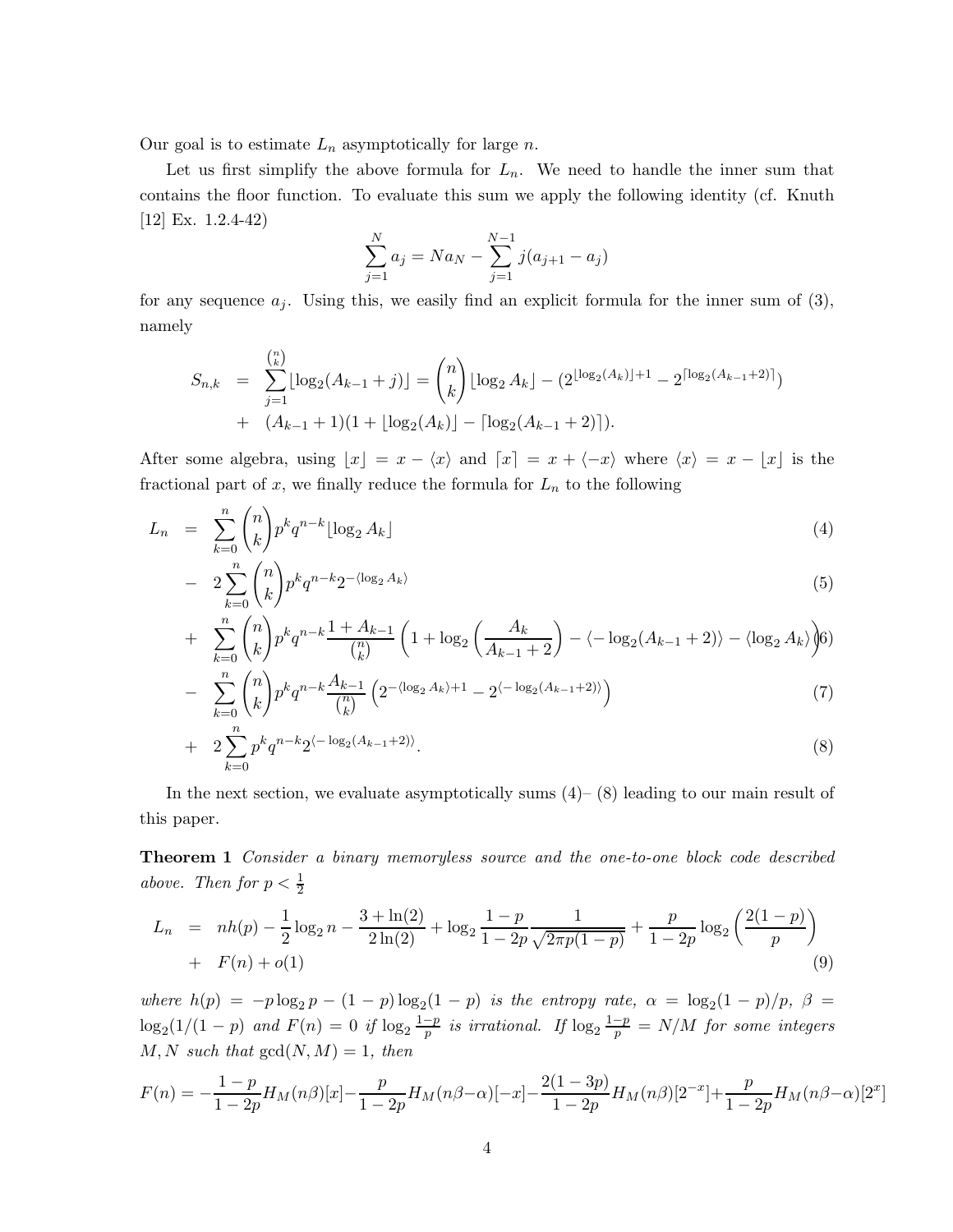Our goal is to estimate $L_n$ asymptotically for large $n$.

Let us first simplify the above formula for $L_n$. We need to handle the inner sum that contains the floor function. To evaluate this sum we apply the following identity (cf. Knuth [12] Ex. 1.2.4-42)

$$\sum_{j=1}^{N} a_j = Na_N - \sum_{j=1}^{N-1} j(a_{j+1} - a_j)$$

for any sequence $a_j$. Using this, we easily find an explicit formula for the inner sum of (3), namely

$$\begin{aligned} S_{n,k} &= \sum_{j=1}^{\binom{n}{k}} \lfloor \log_2(A_{k-1} + j) \rfloor = \binom{n}{k} \lfloor \log_2 A_k \rfloor - (2^{\lfloor \log_2(A_k) \rfloor + 1} - 2^{\lceil \log_2(A_{k-1}+2) \rceil}) \\ &+ (A_{k-1} + 1)(1 + \lfloor \log_2(A_k) \rfloor - \lceil \log_2(A_{k-1} + 2) \rceil). \end{aligned}$$

After some algebra, using $\lfloor x \rfloor = x - \langle x \rangle$ and $\lceil x \rceil = x + \langle -x \rangle$ where $\langle x \rangle = x - \lfloor x \rfloor$ is the fractional part of $x$, we finally reduce the formula for $L_n$ to the following

$$\begin{aligned} L_n &= \sum_{k=0}^{n} \binom{n}{k} p^k q^{n-k} \lfloor \log_2 A_k \rfloor && (4) \\ &- 2 \sum_{k=0}^{n} \binom{n}{k} p^k q^{n-k} 2^{-\langle \log_2 A_k \rangle} && (5) \\ &+ \sum_{k=0}^{n} \binom{n}{k} p^k q^{n-k} \frac{1 + A_{k-1}}{\binom{n}{k}} \left( 1 + \log_2 \left( \frac{A_k}{A_{k-1} + 2} \right) - \langle -\log_2(A_{k-1} + 2) \rangle - \langle \log_2 A_k \rangle \right) && (6) \\ &- \sum_{k=0}^{n} \binom{n}{k} p^k q^{n-k} \frac{A_{k-1}}{\binom{n}{k}} \left( 2^{-\langle \log_2 A_k \rangle + 1} - 2^{\langle -\log_2(A_{k-1}+2) \rangle} \right) && (7) \\ &+ 2 \sum_{k=0}^{n} p^k q^{n-k} 2^{\langle -\log_2(A_{k-1}+2) \rangle}. && (8) \end{aligned}$$

In the next section, we evaluate asymptotically sums (4)– (8) leading to our main result of this paper.

**Theorem 1** *Consider a binary memoryless source and the one-to-one block code described above. Then for* $p < \frac{1}{2}$

$$\begin{aligned} L_n &= nh(p) - \frac{1}{2} \log_2 n - \frac{3 + \ln(2)}{2 \ln(2)} + \log_2 \frac{1-p}{1-2p} \frac{1}{\sqrt{2\pi p(1-p)}} + \frac{p}{1-2p} \log_2 \left( \frac{2(1-p)}{p} \right) \\ &+ F(n) + o(1) \end{aligned} \quad (9)$$

*where* $h(p) = -p \log_2 p - (1-p) \log_2(1-p)$ *is the entropy rate,* $\alpha = \log_2(1-p)/p$, $\beta = \log_2(1/(1-p)$ *and* $F(n) = 0$ *if* $\log_2 \frac{1-p}{p}$ *is irrational. If* $\log_2 \frac{1-p}{p} = N/M$ *for some integers* $M, N$ *such that* $\gcd(N, M) = 1$, *then*

$$F(n) = -\frac{1-p}{1-2p} H_M(n\beta)[x] - \frac{p}{1-2p} H_M(n\beta - \alpha)[-x] - \frac{2(1-3p)}{1-2p} H_M(n\beta)[2^{-x}] + \frac{p}{1-2p} H_M(n\beta - \alpha)[2^x]$$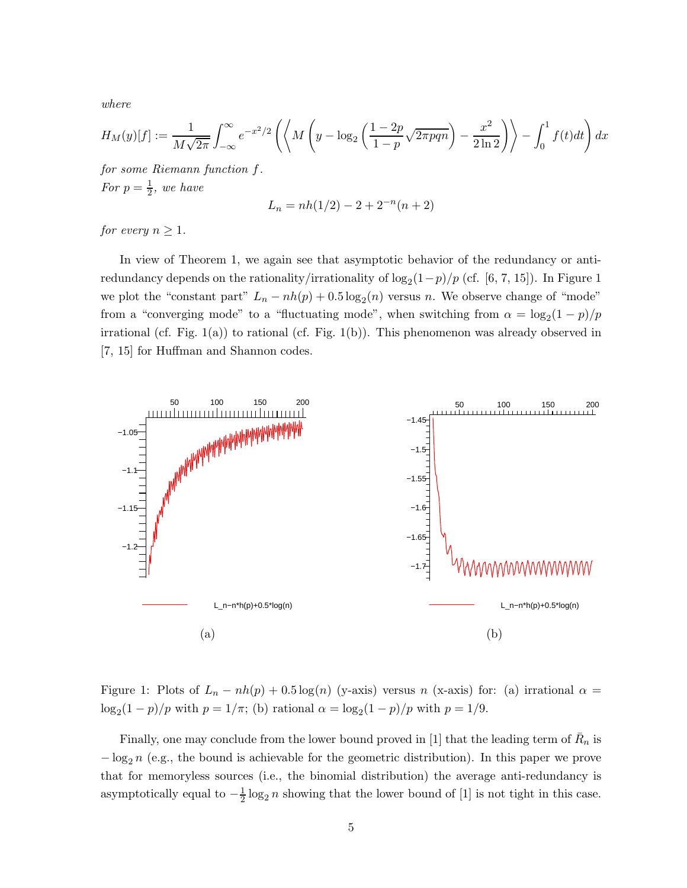*where*

$$H_M(y)[f] := \frac{1}{M\sqrt{2\pi}} \int_{-\infty}^{\infty} e^{-x^2/2} \left( \left\langle M \left( y - \log_2 \left( \frac{1-2p}{1-p} \sqrt{2\pi pqn} \right) - \frac{x^2}{2 \ln 2} \right) \right\rangle - \int_0^1 f(t)dt \right) dx$$

*for some Riemann function* $f$.

*For* $p = \frac{1}{2}$, *we have*

$$L_n = nh(1/2) - 2 + 2^{-n}(n+2)$$

*for every* $n \geq 1$.

In view of Theorem 1, we again see that asymptotic behavior of the redundancy or anti-redundancy depends on the rationality/irrationality of $\log_2(1-p)/p$ (cf. [6, 7, 15]). In Figure 1 we plot the "constant part" $L_n - nh(p) + 0.5\log_2(n)$ versus $n$. We observe change of "mode" from a "converging mode" to a "fluctuating mode", when switching from $\alpha = \log_2(1-p)/p$ irrational (cf. Fig. 1(a)) to rational (cf. Fig. 1(b)). This phenomenon was already observed in [7, 15] for Huffman and Shannon codes.

Figure 1: Plots of $L_n - nh(p) + 0.5\log(n)$ (y-axis) versus $n$ (x-axis) for: (a) irrational $\alpha = \log_2(1-p)/p$ with $p = 1/\pi$; (b) rational $\alpha = \log_2(1-p)/p$ with $p = 1/9$.

Finally, one may conclude from the lower bound proved in [1] that the leading term of $\bar{R}_n$ is $-\log_2 n$ (e.g., the bound is achievable for the geometric distribution). In this paper we prove that for memoryless sources (i.e., the binomial distribution) the average anti-redundancy is asymptotically equal to $-\frac{1}{2}\log_2 n$ showing that the lower bound of [1] is not tight in this case.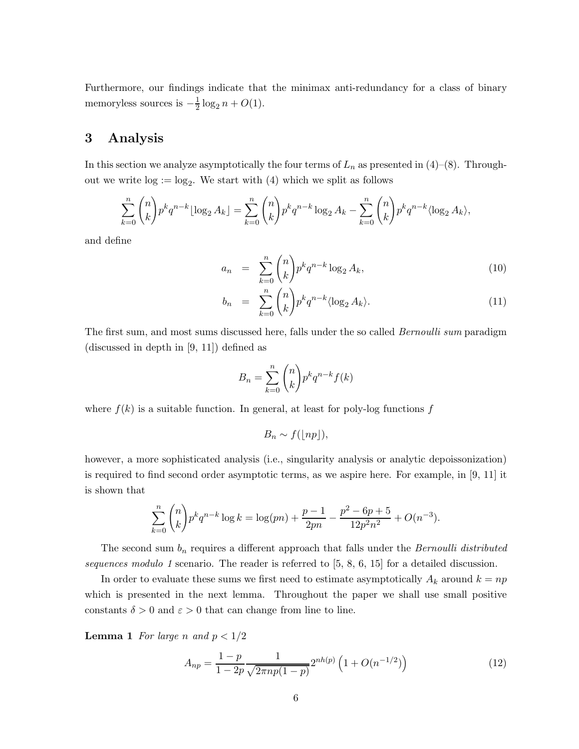Furthermore, our findings indicate that the minimax anti-redundancy for a class of binary memoryless sources is $-\frac{1}{2}\log_2 n + O(1)$.

# 3 Analysis

In this section we analyze asymptotically the four terms of $L_n$ as presented in (4)–(8). Throughout we write $\log := \log_2$. We start with (4) which we split as follows

$$\sum_{k=0}^{n} \binom{n}{k} p^k q^{n-k} \lfloor \log_2 A_k \rfloor = \sum_{k=0}^{n} \binom{n}{k} p^k q^{n-k} \log_2 A_k - \sum_{k=0}^{n} \binom{n}{k} p^k q^{n-k} \langle \log_2 A_k \rangle,$$

and define

$$a_n = \sum_{k=0}^{n} \binom{n}{k} p^k q^{n-k} \log_2 A_k, \tag{10}$$

$$b_n = \sum_{k=0}^{n} \binom{n}{k} p^k q^{n-k} \langle \log_2 A_k \rangle. \tag{11}$$

The first sum, and most sums discussed here, falls under the so called *Bernoulli sum* paradigm (discussed in depth in [9, 11]) defined as

$$B_n = \sum_{k=0}^{n} \binom{n}{k} p^k q^{n-k} f(k)$$

where $f(k)$ is a suitable function. In general, at least for poly-log functions $f$

$$B_n \sim f(\lfloor np \rfloor),$$

however, a more sophisticated analysis (i.e., singularity analysis or analytic depoissonization) is required to find second order asymptotic terms, as we aspire here. For example, in [9, 11] it is shown that

$$\sum_{k=0}^{n} \binom{n}{k} p^k q^{n-k} \log k = \log(pn) + \frac{p-1}{2pn} - \frac{p^2 - 6p + 5}{12p^2 n^2} + O(n^{-3}).$$

The second sum $b_n$ requires a different approach that falls under the *Bernoulli distributed sequences modulo 1* scenario. The reader is referred to [5, 8, 6, 15] for a detailed discussion.

In order to evaluate these sums we first need to estimate asymptotically $A_k$ around $k = np$ which is presented in the next lemma. Throughout the paper we shall use small positive constants $\delta > 0$ and $\varepsilon > 0$ that can change from line to line.

**Lemma 1** *For large $n$ and $p < 1/2$*

$$A_{np} = \frac{1-p}{1-2p} \frac{1}{\sqrt{2\pi np(1-p)}} 2^{nh(p)} \left(1 + O(n^{-1/2})\right) \tag{12}$$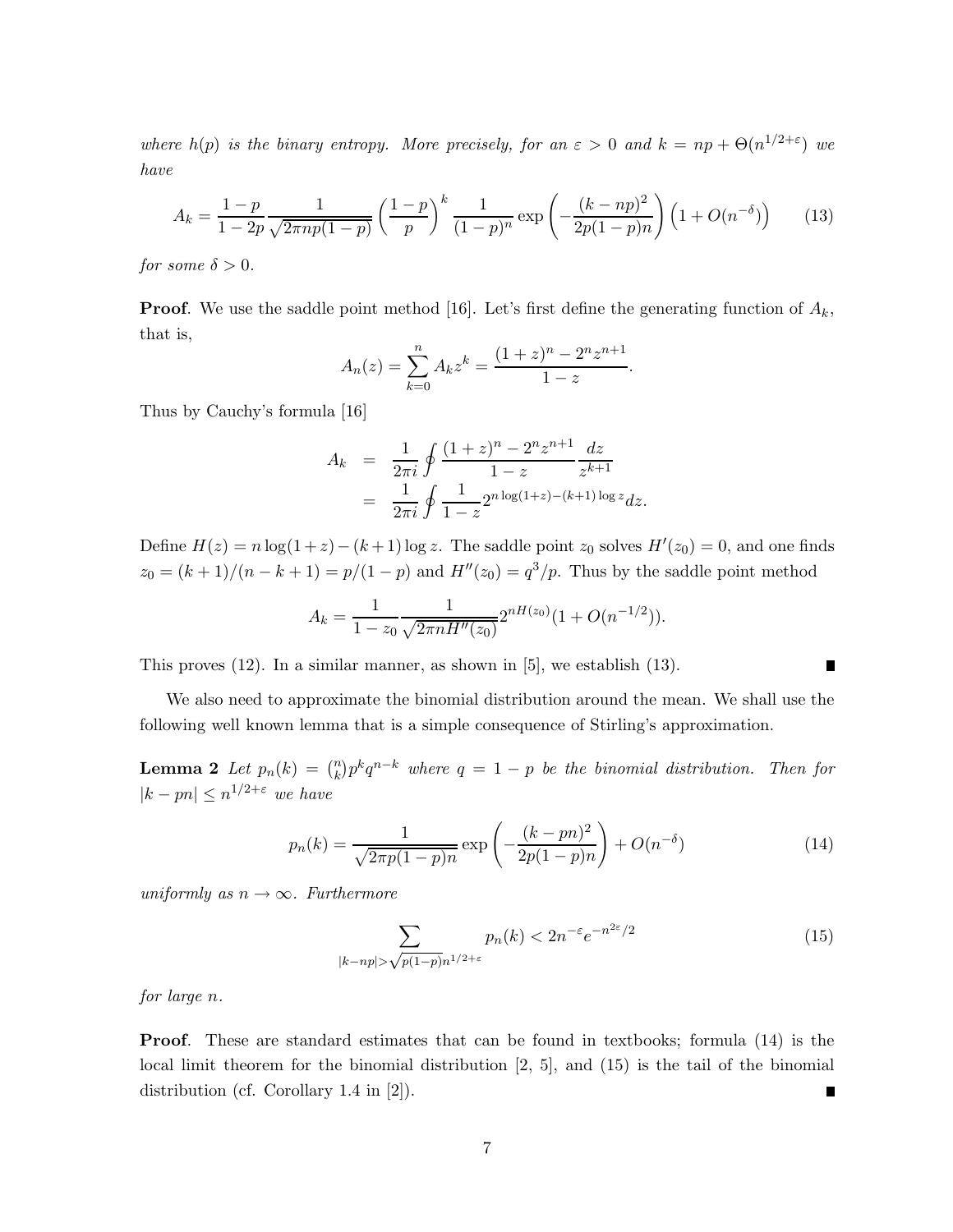*where $h(p)$ is the binary entropy. More precisely, for an $\varepsilon > 0$ and $k = np + \Theta(n^{1/2+\varepsilon})$ we have*

$$A_k = \frac{1-p}{1-2p}\frac{1}{\sqrt{2\pi np(1-p)}}\left(\frac{1-p}{p}\right)^k \frac{1}{(1-p)^n}\exp\left(-\frac{(k-np)^2}{2p(1-p)n}\right)\left(1+O(n^{-\delta})\right) \tag{13}$$

*for some $\delta > 0$.*

**Proof**. We use the saddle point method [16]. Let's first define the generating function of $A_k$, that is,

$$A_n(z) = \sum_{k=0}^{n} A_k z^k = \frac{(1+z)^n - 2^n z^{n+1}}{1-z}.$$

Thus by Cauchy's formula [16]

$$\begin{aligned} A_k &= \frac{1}{2\pi i}\oint \frac{(1+z)^n - 2^n z^{n+1}}{1-z}\frac{dz}{z^{k+1}} \\ &= \frac{1}{2\pi i}\oint \frac{1}{1-z} 2^{n\log(1+z)-(k+1)\log z} dz. \end{aligned}$$

Define $H(z) = n\log(1+z) - (k+1)\log z$. The saddle point $z_0$ solves $H'(z_0) = 0$, and one finds $z_0 = (k+1)/(n-k+1) = p/(1-p)$ and $H''(z_0) = q^3/p$. Thus by the saddle point method

$$A_k = \frac{1}{1-z_0}\frac{1}{\sqrt{2\pi n H''(z_0)}} 2^{nH(z_0)}(1+O(n^{-1/2})).$$

This proves (12). In a similar manner, as shown in [5], we establish (13). ∎

We also need to approximate the binomial distribution around the mean. We shall use the following well known lemma that is a simple consequence of Stirling's approximation.

**Lemma 2** *Let $p_n(k) = \binom{n}{k}p^k q^{n-k}$ where $q = 1-p$ be the binomial distribution. Then for $|k - pn| \le n^{1/2+\varepsilon}$ we have*

$$p_n(k) = \frac{1}{\sqrt{2\pi p(1-p)n}}\exp\left(-\frac{(k-pn)^2}{2p(1-p)n}\right) + O(n^{-\delta}) \tag{14}$$

*uniformly as $n \to \infty$. Furthermore*

$$\sum_{|k-np| > \sqrt{p(1-p)}n^{1/2+\varepsilon}} p_n(k) < 2n^{-\varepsilon}e^{-n^{2\varepsilon}/2} \tag{15}$$

*for large $n$.*

**Proof**. These are standard estimates that can be found in textbooks; formula (14) is the local limit theorem for the binomial distribution [2, 5], and (15) is the tail of the binomial distribution (cf. Corollary 1.4 in [2]). ∎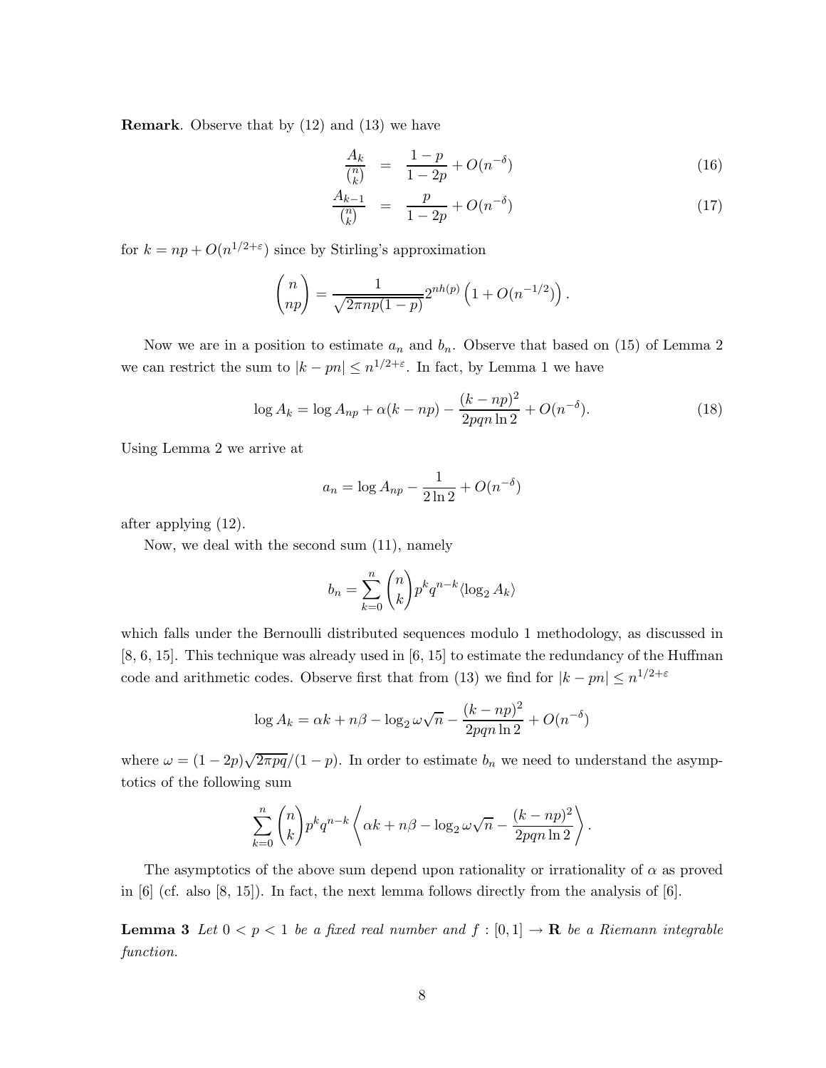**Remark**. Observe that by (12) and (13) we have

$$\frac{A_k}{\binom{n}{k}} = \frac{1-p}{1-2p} + O(n^{-\delta}) \tag{16}$$

$$\frac{A_{k-1}}{\binom{n}{k}} = \frac{p}{1-2p} + O(n^{-\delta}) \tag{17}$$

for $k = np + O(n^{1/2+\varepsilon})$ since by Stirling's approximation

$$\binom{n}{np} = \frac{1}{\sqrt{2\pi np(1-p)}} 2^{nh(p)} \left(1 + O(n^{-1/2})\right).$$

Now we are in a position to estimate $a_n$ and $b_n$. Observe that based on (15) of Lemma 2 we can restrict the sum to $|k - pn| \leq n^{1/2+\varepsilon}$. In fact, by Lemma 1 we have

$$\log A_k = \log A_{np} + \alpha(k - np) - \frac{(k-np)^2}{2pqn \ln 2} + O(n^{-\delta}). \tag{18}$$

Using Lemma 2 we arrive at

$$a_n = \log A_{np} - \frac{1}{2 \ln 2} + O(n^{-\delta})$$

after applying (12).

Now, we deal with the second sum (11), namely

$$b_n = \sum_{k=0}^{n} \binom{n}{k} p^k q^{n-k} \langle \log_2 A_k \rangle$$

which falls under the Bernoulli distributed sequences modulo 1 methodology, as discussed in [8, 6, 15]. This technique was already used in [6, 15] to estimate the redundancy of the Huffman code and arithmetic codes. Observe first that from (13) we find for $|k - pn| \leq n^{1/2+\varepsilon}$

$$\log A_k = \alpha k + n\beta - \log_2 \omega\sqrt{n} - \frac{(k-np)^2}{2pqn \ln 2} + O(n^{-\delta})$$

where $\omega = (1-2p)\sqrt{2\pi pq}/(1-p)$. In order to estimate $b_n$ we need to understand the asymptotics of the following sum

$$\sum_{k=0}^{n} \binom{n}{k} p^k q^{n-k} \left\langle \alpha k + n\beta - \log_2 \omega\sqrt{n} - \frac{(k-np)^2}{2pqn \ln 2} \right\rangle.$$

The asymptotics of the above sum depend upon rationality or irrationality of $\alpha$ as proved in [6] (cf. also [8, 15]). In fact, the next lemma follows directly from the analysis of [6].

**Lemma 3** *Let $0 < p < 1$ be a fixed real number and $f : [0, 1] \to \mathbf{R}$ be a Riemann integrable function.*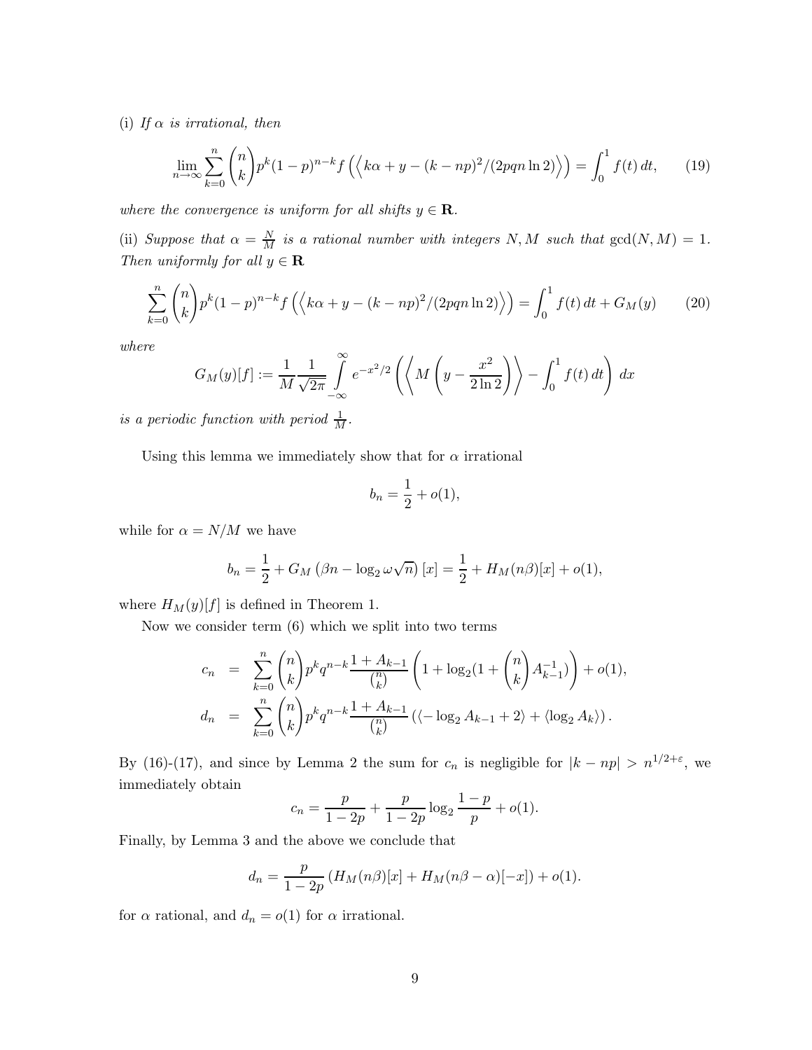(i) *If $\alpha$ is irrational, then*

$$\lim_{n\to\infty} \sum_{k=0}^{n} \binom{n}{k} p^k (1-p)^{n-k} f\left(\left\langle k\alpha + y - (k-np)^2/(2pqn\ln 2)\right\rangle\right) = \int_0^1 f(t)\,dt, \qquad (19)$$

*where the convergence is uniform for all shifts $y \in \mathbf{R}$.*

(ii) *Suppose that $\alpha = \frac{N}{M}$ is a rational number with integers $N, M$ such that $\gcd(N, M) = 1$. Then uniformly for all $y \in \mathbf{R}$*

$$\sum_{k=0}^{n} \binom{n}{k} p^k (1-p)^{n-k} f\left(\left\langle k\alpha + y - (k-np)^2/(2pqn\ln 2)\right\rangle\right) = \int_0^1 f(t)\,dt + G_M(y) \qquad (20)$$

*where*

$$G_M(y)[f] := \frac{1}{M}\frac{1}{\sqrt{2\pi}} \int_{-\infty}^{\infty} e^{-x^2/2} \left(\left\langle M\left(y - \frac{x^2}{2\ln 2}\right)\right\rangle - \int_0^1 f(t)\,dt\right) dx$$

*is a periodic function with period $\frac{1}{M}$.*

Using this lemma we immediately show that for $\alpha$ irrational

$$b_n = \frac{1}{2} + o(1),$$

while for $\alpha = N/M$ we have

$$b_n = \frac{1}{2} + G_M\left(\beta n - \log_2 \omega\sqrt{n}\right)[x] = \frac{1}{2} + H_M(n\beta)[x] + o(1),$$

where $H_M(y)[f]$ is defined in Theorem 1.

Now we consider term (6) which we split into two terms

$$\begin{aligned}
c_n &= \sum_{k=0}^{n} \binom{n}{k} p^k q^{n-k} \frac{1 + A_{k-1}}{\binom{n}{k}} \left(1 + \log_2\left(1 + \binom{n}{k} A_{k-1}^{-1}\right)\right) + o(1), \\
d_n &= \sum_{k=0}^{n} \binom{n}{k} p^k q^{n-k} \frac{1 + A_{k-1}}{\binom{n}{k}} \left(\langle -\log_2 A_{k-1} + 2\rangle + \langle \log_2 A_k\rangle\right).
\end{aligned}$$

By (16)-(17), and since by Lemma 2 the sum for $c_n$ is negligible for $|k - np| > n^{1/2+\varepsilon}$, we immediately obtain

$$c_n = \frac{p}{1-2p} + \frac{p}{1-2p}\log_2\frac{1-p}{p} + o(1).$$

Finally, by Lemma 3 and the above we conclude that

$$d_n = \frac{p}{1-2p}\left(H_M(n\beta)[x] + H_M(n\beta - \alpha)[-x]\right) + o(1).$$

for $\alpha$ rational, and $d_n = o(1)$ for $\alpha$ irrational.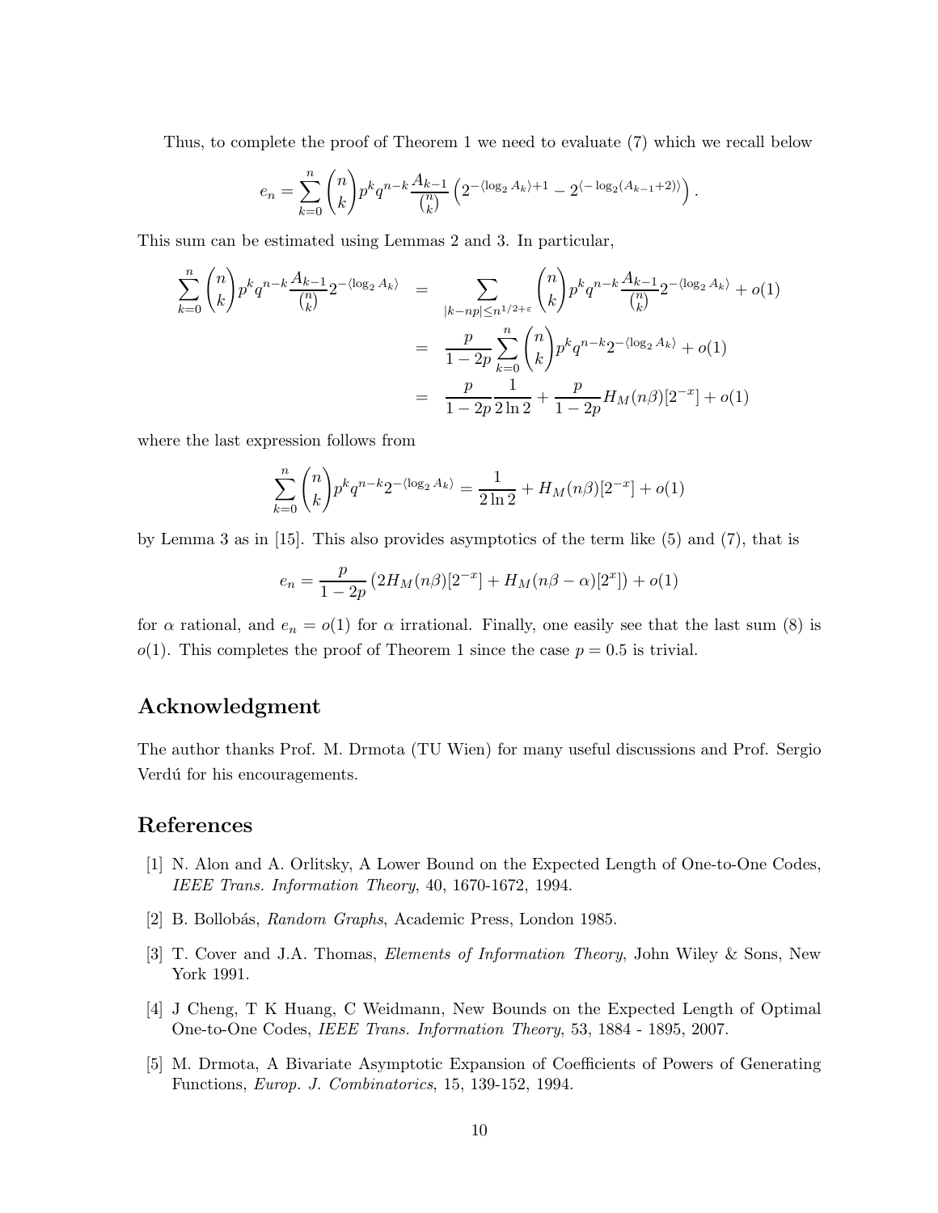Thus, to complete the proof of Theorem 1 we need to evaluate (7) which we recall below

$$e_n = \sum_{k=0}^{n} \binom{n}{k} p^k q^{n-k} \frac{A_{k-1}}{\binom{n}{k}} \left( 2^{-\langle \log_2 A_k \rangle + 1} - 2^{\langle -\log_2 (A_{k-1}+2) \rangle} \right).$$

This sum can be estimated using Lemmas 2 and 3. In particular,

$$\begin{aligned}
\sum_{k=0}^{n} \binom{n}{k} p^k q^{n-k} \frac{A_{k-1}}{\binom{n}{k}} 2^{-\langle \log_2 A_k \rangle} &= \sum_{|k-np| \le n^{1/2+\varepsilon}} \binom{n}{k} p^k q^{n-k} \frac{A_{k-1}}{\binom{n}{k}} 2^{-\langle \log_2 A_k \rangle} + o(1) \\
&= \frac{p}{1-2p} \sum_{k=0}^{n} \binom{n}{k} p^k q^{n-k} 2^{-\langle \log_2 A_k \rangle} + o(1) \\
&= \frac{p}{1-2p} \frac{1}{2 \ln 2} + \frac{p}{1-2p} H_M(n\beta)[2^{-x}] + o(1)
\end{aligned}$$

where the last expression follows from

$$\sum_{k=0}^{n} \binom{n}{k} p^k q^{n-k} 2^{-\langle \log_2 A_k \rangle} = \frac{1}{2 \ln 2} + H_M(n\beta)[2^{-x}] + o(1)$$

by Lemma 3 as in [15]. This also provides asymptotics of the term like (5) and (7), that is

$$e_n = \frac{p}{1-2p} \left( 2H_M(n\beta)[2^{-x}] + H_M(n\beta - \alpha)[2^{x}] \right) + o(1)$$

for $\alpha$ rational, and $e_n = o(1)$ for $\alpha$ irrational. Finally, one easily see that the last sum (8) is $o(1)$. This completes the proof of Theorem 1 since the case $p = 0.5$ is trivial.

## Acknowledgment

The author thanks Prof. M. Drmota (TU Wien) for many useful discussions and Prof. Sergio Verdú for his encouragements.

## References

[1] N. Alon and A. Orlitsky, A Lower Bound on the Expected Length of One-to-One Codes, *IEEE Trans. Information Theory*, 40, 1670-1672, 1994.

[2] B. Bollobás, *Random Graphs*, Academic Press, London 1985.

[3] T. Cover and J.A. Thomas, *Elements of Information Theory*, John Wiley & Sons, New York 1991.

[4] J Cheng, T K Huang, C Weidmann, New Bounds on the Expected Length of Optimal One-to-One Codes, *IEEE Trans. Information Theory*, 53, 1884 - 1895, 2007.

[5] M. Drmota, A Bivariate Asymptotic Expansion of Coefficients of Powers of Generating Functions, *Europ. J. Combinatorics*, 15, 139-152, 1994.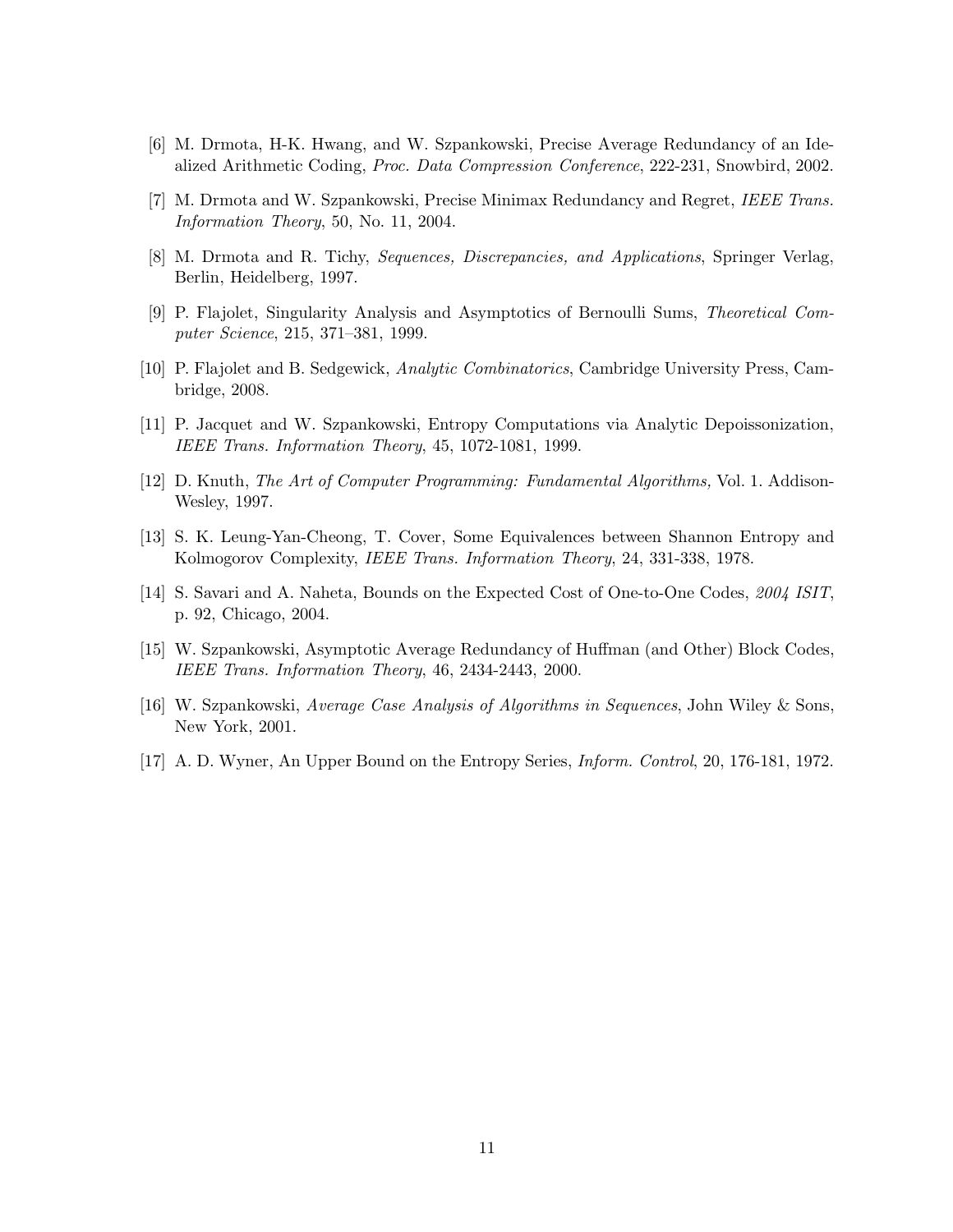[6] M. Drmota, H-K. Hwang, and W. Szpankowski, Precise Average Redundancy of an Idealized Arithmetic Coding, *Proc. Data Compression Conference*, 222-231, Snowbird, 2002.

[7] M. Drmota and W. Szpankowski, Precise Minimax Redundancy and Regret, *IEEE Trans. Information Theory*, 50, No. 11, 2004.

[8] M. Drmota and R. Tichy, *Sequences, Discrepancies, and Applications*, Springer Verlag, Berlin, Heidelberg, 1997.

[9] P. Flajolet, Singularity Analysis and Asymptotics of Bernoulli Sums, *Theoretical Computer Science*, 215, 371–381, 1999.

[10] P. Flajolet and B. Sedgewick, *Analytic Combinatorics*, Cambridge University Press, Cambridge, 2008.

[11] P. Jacquet and W. Szpankowski, Entropy Computations via Analytic Depoissonization, *IEEE Trans. Information Theory*, 45, 1072-1081, 1999.

[12] D. Knuth, *The Art of Computer Programming: Fundamental Algorithms,* Vol. 1. Addison-Wesley, 1997.

[13] S. K. Leung-Yan-Cheong, T. Cover, Some Equivalences between Shannon Entropy and Kolmogorov Complexity, *IEEE Trans. Information Theory*, 24, 331-338, 1978.

[14] S. Savari and A. Naheta, Bounds on the Expected Cost of One-to-One Codes, *2004 ISIT*, p. 92, Chicago, 2004.

[15] W. Szpankowski, Asymptotic Average Redundancy of Huffman (and Other) Block Codes, *IEEE Trans. Information Theory*, 46, 2434-2443, 2000.

[16] W. Szpankowski, *Average Case Analysis of Algorithms in Sequences*, John Wiley & Sons, New York, 2001.

[17] A. D. Wyner, An Upper Bound on the Entropy Series, *Inform. Control*, 20, 176-181, 1972.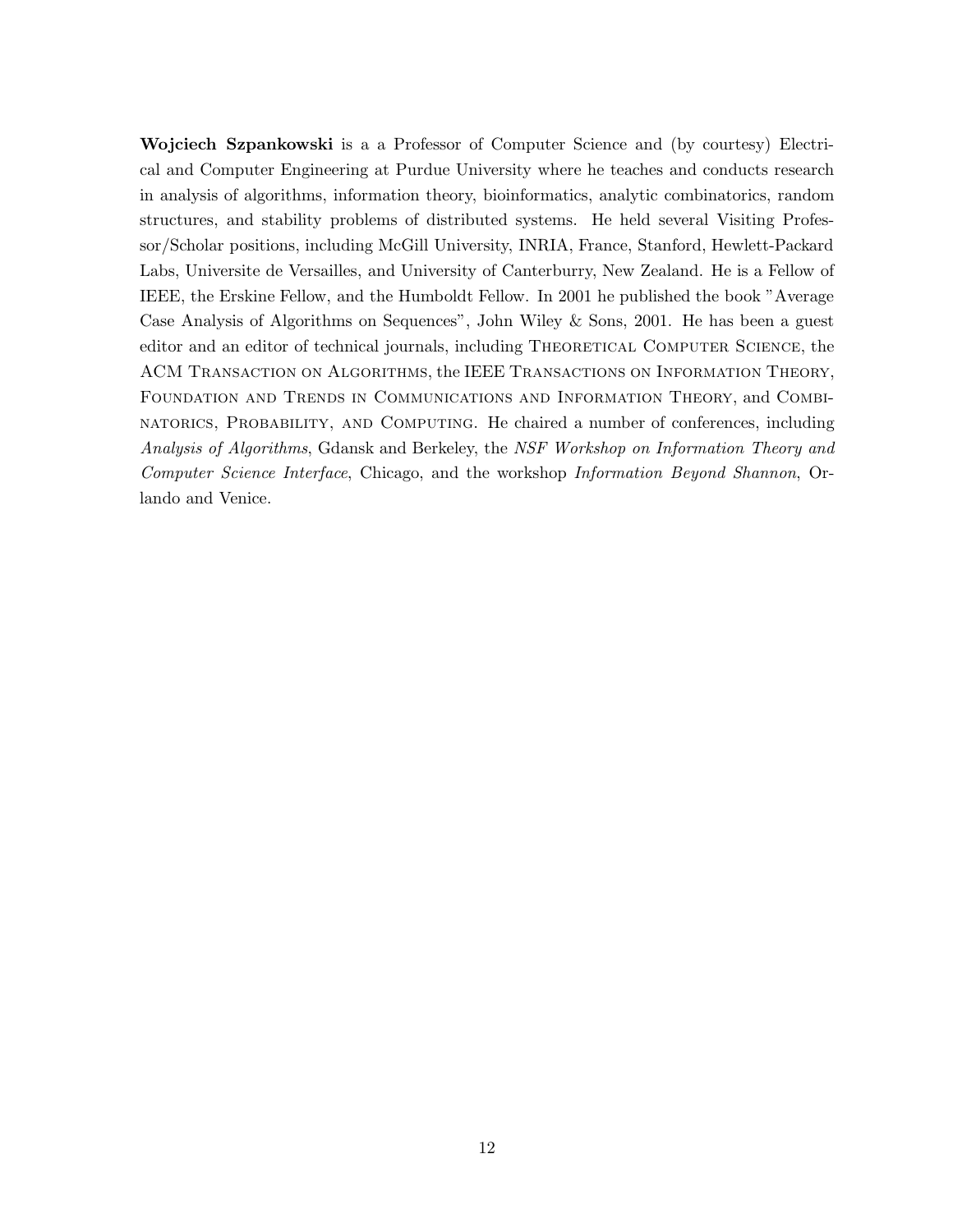**Wojciech Szpankowski** is a a Professor of Computer Science and (by courtesy) Electrical and Computer Engineering at Purdue University where he teaches and conducts research in analysis of algorithms, information theory, bioinformatics, analytic combinatorics, random structures, and stability problems of distributed systems. He held several Visiting Professor/Scholar positions, including McGill University, INRIA, France, Stanford, Hewlett-Packard Labs, Universite de Versailles, and University of Canterburry, New Zealand. He is a Fellow of IEEE, the Erskine Fellow, and the Humboldt Fellow. In 2001 he published the book "Average Case Analysis of Algorithms on Sequences", John Wiley & Sons, 2001. He has been a guest editor and an editor of technical journals, including Theoretical Computer Science, the ACM Transaction on Algorithms, the IEEE Transactions on Information Theory, Foundation and Trends in Communications and Information Theory, and Combinatorics, Probability, and Computing. He chaired a number of conferences, including *Analysis of Algorithms*, Gdansk and Berkeley, the *NSF Workshop on Information Theory and Computer Science Interface*, Chicago, and the workshop *Information Beyond Shannon*, Orlando and Venice.